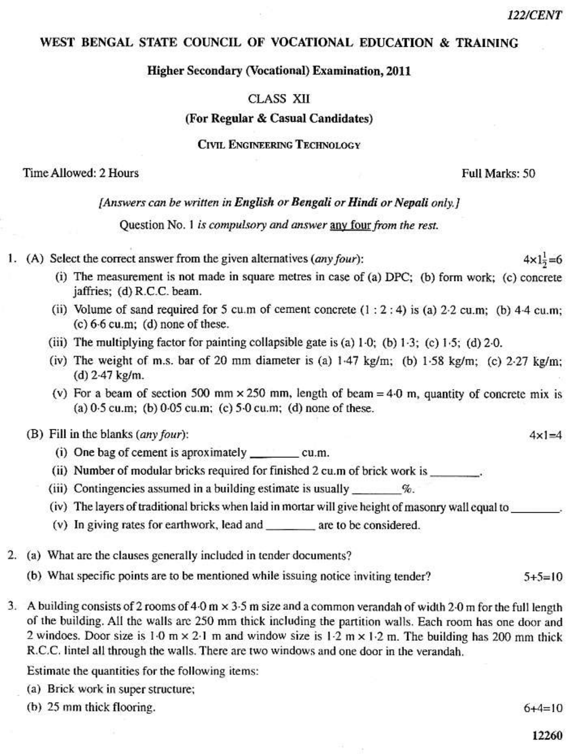122/CENT

# WEST BENGAL STATE COUNCIL OF VOCATIONAL EDUCATION & TRAINING

## Higher Secondary (Vocational) Examination, 2011

CLASS XII

**(For Regular & Casual Candidates)**

CIVIL ENGINEERING TECHNOLOGY

Time Allowed: 2 Hours | Full Marks: 50

*[Answers can be written in **English** or **Bengali** or **Hindi** or **Nepali** only.]*

Question No. 1 *is compulsory and answer* any four *from the rest.*

1. (A) Select the correct answer from the given alternatives (*any four*): $4 \times 1\frac{1}{2} = 6$

   (i) The measurement is not made in square metres in case of (a) DPC; (b) form work; (c) concrete jaffries; (d) R.C.C. beam.

   (ii) Volume of sand required for 5 cu.m of cement concrete (1 : 2 : 4) is (a) 2·2 cu.m; (b) 4·4 cu.m; (c) 6·6 cu.m; (d) none of these.

   (iii) The multiplying factor for painting collapsible gate is (a) 1·0; (b) 1·3; (c) 1·5; (d) 2·0.

   (iv) The weight of m.s. bar of 20 mm diameter is (a) 1·47 kg/m; (b) 1·58 kg/m; (c) 2·27 kg/m; (d) 2·47 kg/m.

   (v) For a beam of section 500 mm × 250 mm, length of beam = 4·0 m, quantity of concrete mix is (a) 0·5 cu.m; (b) 0·05 cu.m; (c) 5·0 cu.m; (d) none of these.

   (B) Fill in the blanks (*any four*): $4 \times 1 = 4$

   (i) One bag of cement is aproximately ________ cu.m.

   (ii) Number of modular bricks required for finished 2 cu.m of brick work is ________.

   (iii) Contingencies assumed in a building estimate is usually ________%.

   (iv) The layers of traditional bricks when laid in mortar will give height of masonry wall equal to ________.

   (v) In giving rates for earthwork, lead and ________ are to be considered.

2. (a) What are the clauses generally included in tender documents?

   (b) What specific points are to be mentioned while issuing notice inviting tender? $5+5=10$

3. A building consists of 2 rooms of 4·0 m × 3·5 m size and a common verandah of width 2·0 m for the full length of the building. All the walls are 250 mm thick including the partition walls. Each room has one door and 2 windoes. Door size is 1·0 m × 2·1 m and window size is 1·2 m × 1·2 m. The building has 200 mm thick R.C.C. lintel all through the walls. There are two windows and one door in the verandah.

   Estimate the quantities for the following items:

   (a) Brick work in super structure;

   (b) 25 mm thick flooring. $6+4=10$

12260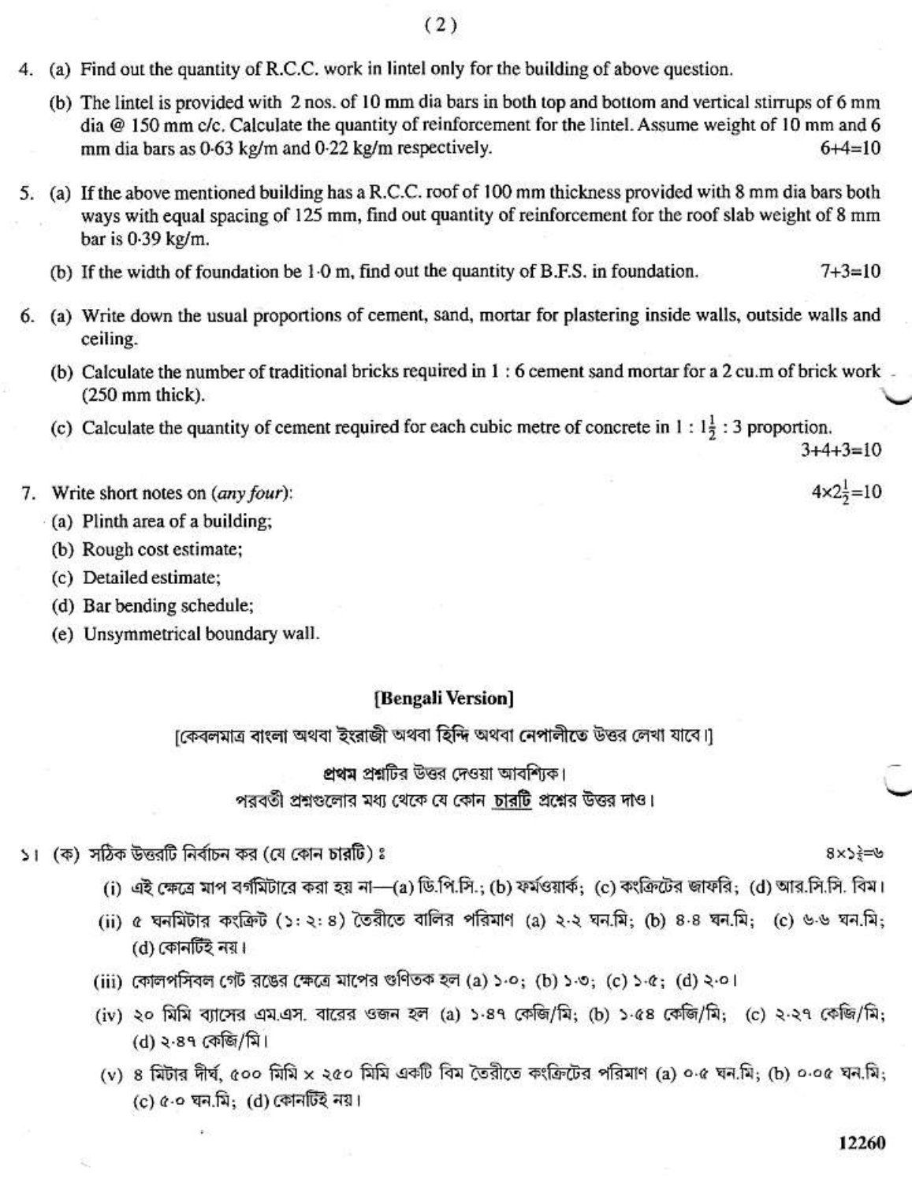4. (a) Find out the quantity of R.C.C. work in lintel only for the building of above question.

   (b) The lintel is provided with 2 nos. of 10 mm dia bars in both top and bottom and vertical stirrups of 6 mm dia @ 150 mm c/c. Calculate the quantity of reinforcement for the lintel. Assume weight of 10 mm and 6 mm dia bars as 0·63 kg/m and 0·22 kg/m respectively. 6+4=10

5. (a) If the above mentioned building has a R.C.C. roof of 100 mm thickness provided with 8 mm dia bars both ways with equal spacing of 125 mm, find out quantity of reinforcement for the roof slab weight of 8 mm bar is 0·39 kg/m.

   (b) If the width of foundation be 1·0 m, find out the quantity of B.F.S. in foundation. 7+3=10

6. (a) Write down the usual proportions of cement, sand, mortar for plastering inside walls, outside walls and ceiling.

   (b) Calculate the number of traditional bricks required in 1 : 6 cement sand mortar for a 2 cu.m of brick work (250 mm thick).

   (c) Calculate the quantity of cement required for each cubic metre of concrete in $1 : 1\frac{1}{2} : 3$ proportion. 3+4+3=10

7. Write short notes on (*any four*): $4\times2\frac{1}{2}$=10

   (a) Plinth area of a building;

   (b) Rough cost estimate;

   (c) Detailed estimate;

   (d) Bar bending schedule;

   (e) Unsymmetrical boundary wall.

## [Bengali Version]

[কেবলমাত্র বাংলা অথবা ইংরাজী অথবা হিন্দি অথবা নেপালীতে উত্তর লেখা যাবে।]

**প্রথম** প্রশ্নটির উত্তর দেওয়া আবশ্যিক।
পরবর্তী প্রশ্নগুলোর মধ্য থেকে যে কোন চারটি প্রশ্নের উত্তর দাও।

১। (ক) সঠিক উত্তরটি নির্বাচন কর (যে কোন চারটি) ঃ ৪×১$\frac{১}{২}$=৬

   (i) এই ক্ষেত্রে মাপ বর্গমিটারে করা হয় না—(a) ডি.পি.সি.; (b) ফর্মওয়ার্ক; (c) কংক্রিটের জাফরি; (d) আর.সি.সি. বিম।

   (ii) ৫ ঘনমিটার কংক্রিট (১: ২: ৪) তৈরীতে বালির পরিমাণ (a) ২.২ ঘন.মি; (b) ৪.৪ ঘন.মি; (c) ৬.৬ ঘন.মি; (d) কোনটিই নয়।

   (iii) কোলপসিবল গেট রঙের ক্ষেত্রে মাপের গুণিতক হল (a) ১.০; (b) ১.৩; (c) ১.৫; (d) ২.০।

   (iv) ২০ মিমি ব্যাসের এম.এস. বারের ওজন হল (a) ১.৪৭ কেজি/মি; (b) ১.৫৪ কেজি/মি; (c) ২.২৭ কেজি/মি; (d) ২.৪৭ কেজি/মি।

   (v) ৪ মিটার দীর্ঘ, ৫০০ মিমি × ২৫০ মিমি একটি বিম তৈরীতে কংক্রিটের পরিমাণ (a) ০.৫ ঘন.মি; (b) ০.০৫ ঘন.মি; (c) ৫.০ ঘন.মি; (d) কোনটিই নয়।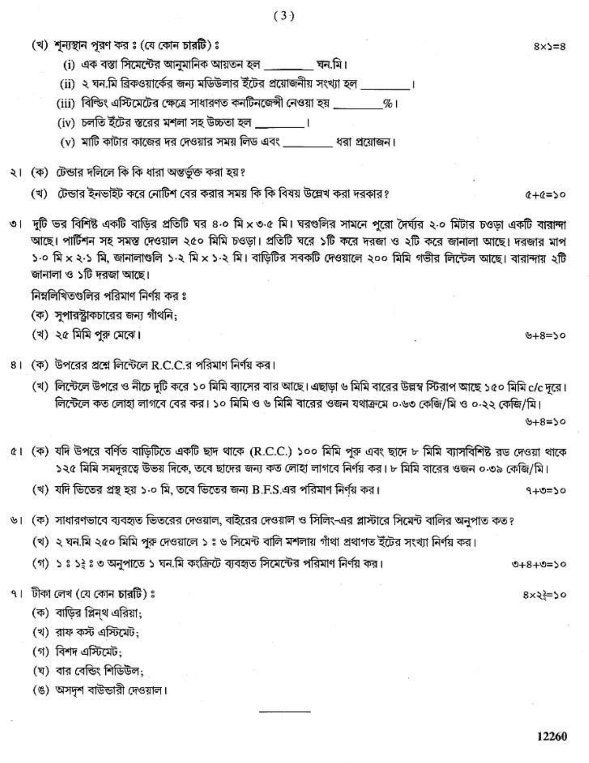(খ) শূন্যস্থান পূরণ কর : (যে কোন চারটি) : $4\times1=4$

(i) এক বস্তা সিমেন্টের আনুমানিক আয়তন হল ________ ঘন.মি।

(ii) ২ ঘন.মি ব্রিকওয়ার্কের জন্য মডিউলার ইঁটের প্রয়োজনীয় সংখ্যা হল ________।

(iii) বিল্ডিং এস্টিমেটের ক্ষেত্রে সাধারণত কনটিনজেন্সী নেওয়া হয় ________%।

(iv) চলতি ইঁটের স্তরের মশলা সহ উচ্চতা হল ________।

(v) মাটি কাটার কাজের দর দেওয়ার সময় লিড এবং ________ ধরা প্রয়োজন।

২। (ক) টেন্ডার দলিলে কি কি ধারা অন্তর্ভুক্ত করা হয়?

(খ) টেন্ডার ইনভাইট করে নোটিশ বের করার সময় কি কি বিষয় উল্লেখ করা দরকার? $5+5=10$

৩। দুটি ভর বিশিষ্ট একটি বাড়ির প্রতিটি ঘর ৪.০ মি × ৩.৫ মি। ঘরগুলির সামনে পুরো দৈর্ঘ্যের ২.০ মিটার চওড়া একটি বারান্দা আছে। পার্টিশন সহ সমস্ত দেওয়াল ২৫০ মিমি চওড়া। প্রতিটি ঘরে ১টি করে দরজা ও ২টি করে জানালা আছে। দরজার মাপ ১.০ মি × ২.১ মি, জানালাগুলি ১.২ মি × ১.২ মি। বাড়িটির সবকটি দেওয়ালে ২০০ মিমি গভীর লিন্টেল আছে। বারান্দায় ২টি জানালা ও ১টি দরজা আছে।

নিম্নলিখিতগুলির পরিমাণ নির্ণয় কর :

(ক) সুপারস্ট্রাকচারের জন্য গাঁথনি;

(খ) ২৫ মিমি পুরু মেঝে। $6+4=10$

৪। (ক) উপরের প্রশ্নে লিন্টেলে R.C.C.র পরিমাণ নির্ণয় কর।

(খ) লিন্টেলে উপরে ও নীচে দুটি করে ১০ মিমি ব্যাসের বার আছে। এছাড়া ৬ মিমি বারের উল্লম্ব স্টিরাপ আছে ১৫০ মিমি c/c দূরে। লিন্টেলে কত লোহা লাগবে বের কর। ১০ মিমি ও ৬ মিমি বারের ওজন যথাক্রমে ০.৬৩ কেজি/মি ও ০.২২ কেজি/মি। $6+4=10$

৫। (ক) যদি উপরে বর্ণিত বাড়িটিতে একটি ছাদ থাকে (R.C.C.) ১০০ মিমি পুরু এবং ছাদে ৮ মিমি ব্যাসবিশিষ্ট রড দেওয়া থাকে ১২৫ মিমি সমদূরত্বে উভয় দিকে, তবে ছাদের জন্য কত লোহা লাগবে নির্ণয় কর। ৮ মিমি বারের ওজন ০.৩৯ কেজি/মি।

(খ) যদি ভিতের প্রস্থ হয় ১.০ মি, তবে ভিতের জন্য B.F.S.এর পরিমাণ নির্ণয় কর। $7+3=10$

৬। (ক) সাধারণভাবে ব্যবহৃত ভিতরের দেওয়াল, বাইরের দেওয়াল ও সিলিং-এর প্লাস্টারে সিমেন্ট বালির অনুপাত কত?

(খ) ২ ঘন.মি ২৫০ মিমি পুরু দেওয়ালে ১ : ৬ সিমেন্ট বালি মশলায় গাঁথা প্রথাগত ইঁটের সংখ্যা নির্ণয় কর।

(গ) ১ : ১½ : ৩ অনুপাতে ১ ঘন.মি কংক্রিটে ব্যবহৃত সিমেন্টের পরিমাণ নির্ণয় কর। $3+4+3=10$

৭। টীকা লেখ (যে কোন চারটি) : $4\times2\frac{1}{2}=10$

(ক) বাড়ির প্লিন্থ এরিয়া;

(খ) রাফ কস্ট এস্টিমেট;

(গ) বিশদ এস্টিমেট;

(ঘ) বার বেন্ডিং শিডিউল;

(ঙ) অসদৃশ বাউন্ডারী দেওয়াল।

12260